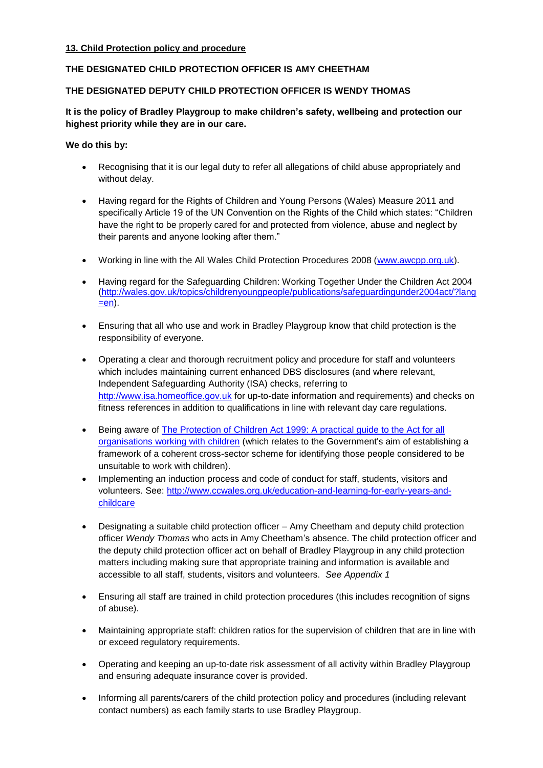**13. Child Protection policy and procedure**

**THE DESIGNATED CHILD PROTECTION OFFICER IS AMY CHEETHAM**

**THE DESIGNATED DEPUTY CHILD PROTECTION OFFICER IS WENDY THOMAS**

**It is the policy of Bradley Playgroup to make children's safety, wellbeing and protection our highest priority while they are in our care.**

**We do this by:**

- Recognising that it is our legal duty to refer all allegations of child abuse appropriately and without delay.
- Having regard for the Rights of Children and Young Persons (Wales) Measure 2011 and specifically Article 19 of the UN Convention on the Rights of the Child which states: "Children have the right to be properly cared for and protected from violence, abuse and neglect by their parents and anyone looking after them."
- Working in line with the All Wales Child Protection Procedures 2008 ([www.awcpp.org.uk](www.awcpp.org.uk)).
- Having regard for the Safeguarding Children: Working Together Under the Children Act 2004 ([http://wales.gov.uk/topics/childrenyoungpeople/publications/safeguardingunder2004act/?lang=en](http://wales.gov.uk/topics/childrenyoungpeople/publications/safeguardingunder2004act/?lang=en)).
- Ensuring that all who use and work in Bradley Playgroup know that child protection is the responsibility of everyone.
- Operating a clear and thorough recruitment policy and procedure for staff and volunteers which includes maintaining current enhanced DBS disclosures (and where relevant, Independent Safeguarding Authority (ISA) checks, referring to [http://www.isa.homeoffice.gov.uk](http://www.isa.homeoffice.gov.uk) for up-to-date information and requirements) and checks on fitness references in addition to qualifications in line with relevant day care regulations.
- Being aware of The Protection of Children Act 1999: A practical guide to the Act for all organisations working with children (which relates to the Government's aim of establishing a framework of a coherent cross-sector scheme for identifying those people considered to be unsuitable to work with children).
- Implementing an induction process and code of conduct for staff, students, visitors and volunteers. See: [http://www.ccwales.org.uk/education-and-learning-for-early-years-and-childcare](http://www.ccwales.org.uk/education-and-learning-for-early-years-and-childcare)
- Designating a suitable child protection officer – Amy Cheetham and deputy child protection officer *Wendy Thomas* who acts in Amy Cheetham's absence. The child protection officer and the deputy child protection officer act on behalf of Bradley Playgroup in any child protection matters including making sure that appropriate training and information is available and accessible to all staff, students, visitors and volunteers. *See Appendix 1*
- Ensuring all staff are trained in child protection procedures (this includes recognition of signs of abuse).
- Maintaining appropriate staff: children ratios for the supervision of children that are in line with or exceed regulatory requirements.
- Operating and keeping an up-to-date risk assessment of all activity within Bradley Playgroup and ensuring adequate insurance cover is provided.
- Informing all parents/carers of the child protection policy and procedures (including relevant contact numbers) as each family starts to use Bradley Playgroup.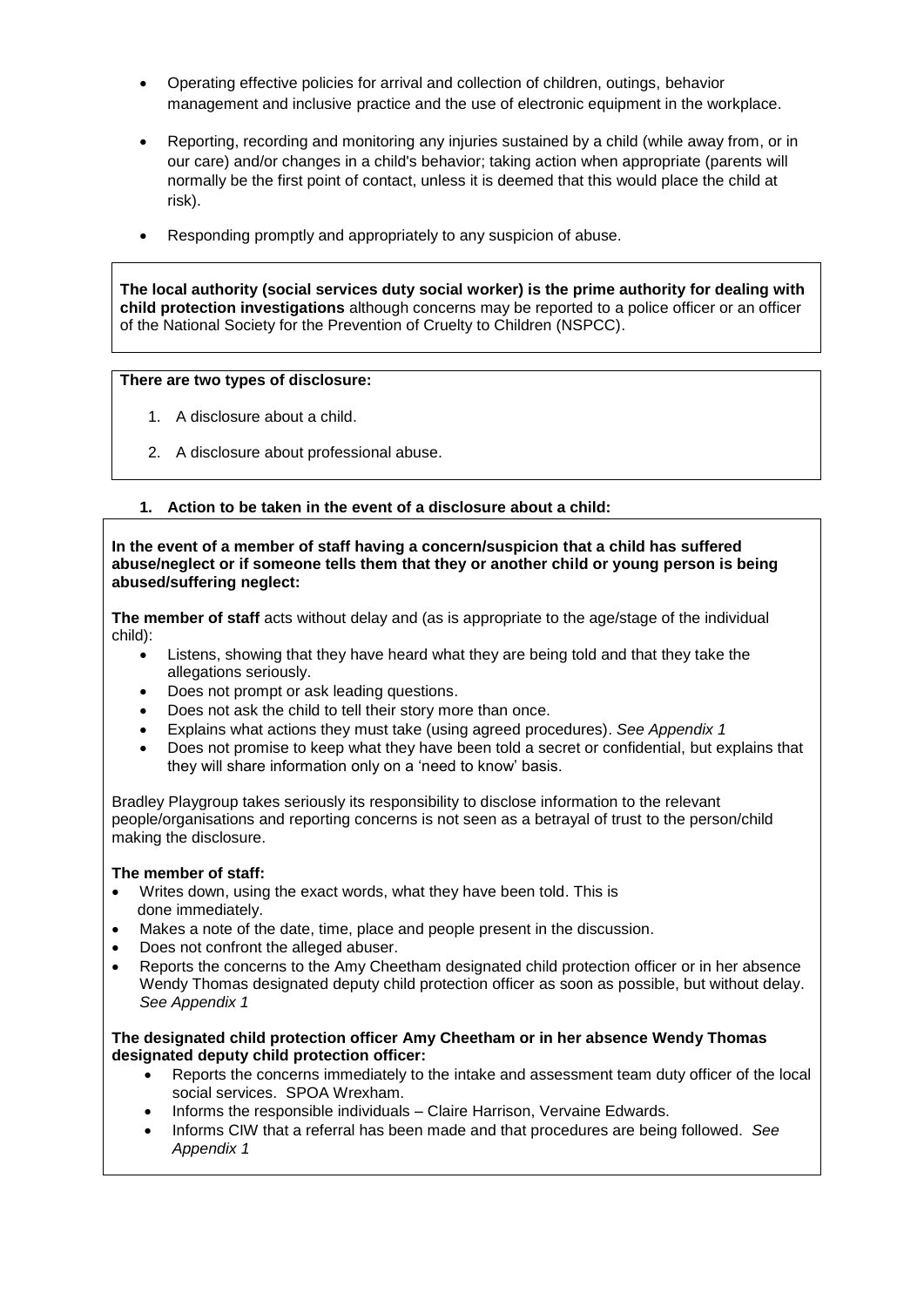- Operating effective policies for arrival and collection of children, outings, behavior management and inclusive practice and the use of electronic equipment in the workplace.
- Reporting, recording and monitoring any injuries sustained by a child (while away from, or in our care) and/or changes in a child's behavior; taking action when appropriate (parents will normally be the first point of contact, unless it is deemed that this would place the child at risk).
- Responding promptly and appropriately to any suspicion of abuse.

**The local authority (social services duty social worker) is the prime authority for dealing with child protection investigations** although concerns may be reported to a police officer or an officer of the National Society for the Prevention of Cruelty to Children (NSPCC).

**There are two types of disclosure:**

1. A disclosure about a child.
2. A disclosure about professional abuse.

### 1. Action to be taken in the event of a disclosure about a child:

**In the event of a member of staff having a concern/suspicion that a child has suffered abuse/neglect or if someone tells them that they or another child or young person is being abused/suffering neglect:**

**The member of staff** acts without delay and (as is appropriate to the age/stage of the individual child):

- Listens, showing that they have heard what they are being told and that they take the allegations seriously.
- Does not prompt or ask leading questions.
- Does not ask the child to tell their story more than once.
- Explains what actions they must take (using agreed procedures). *See Appendix 1*
- Does not promise to keep what they have been told a secret or confidential, but explains that they will share information only on a 'need to know' basis.

Bradley Playgroup takes seriously its responsibility to disclose information to the relevant people/organisations and reporting concerns is not seen as a betrayal of trust to the person/child making the disclosure.

**The member of staff:**

- Writes down, using the exact words, what they have been told. This is done immediately.
- Makes a note of the date, time, place and people present in the discussion.
- Does not confront the alleged abuser.
- Reports the concerns to the Amy Cheetham designated child protection officer or in her absence Wendy Thomas designated deputy child protection officer as soon as possible, but without delay. *See Appendix 1*

**The designated child protection officer Amy Cheetham or in her absence Wendy Thomas designated deputy child protection officer:**

- Reports the concerns immediately to the intake and assessment team duty officer of the local social services. SPOA Wrexham.
- Informs the responsible individuals – Claire Harrison, Vervaine Edwards.
- Informs CIW that a referral has been made and that procedures are being followed. *See Appendix 1*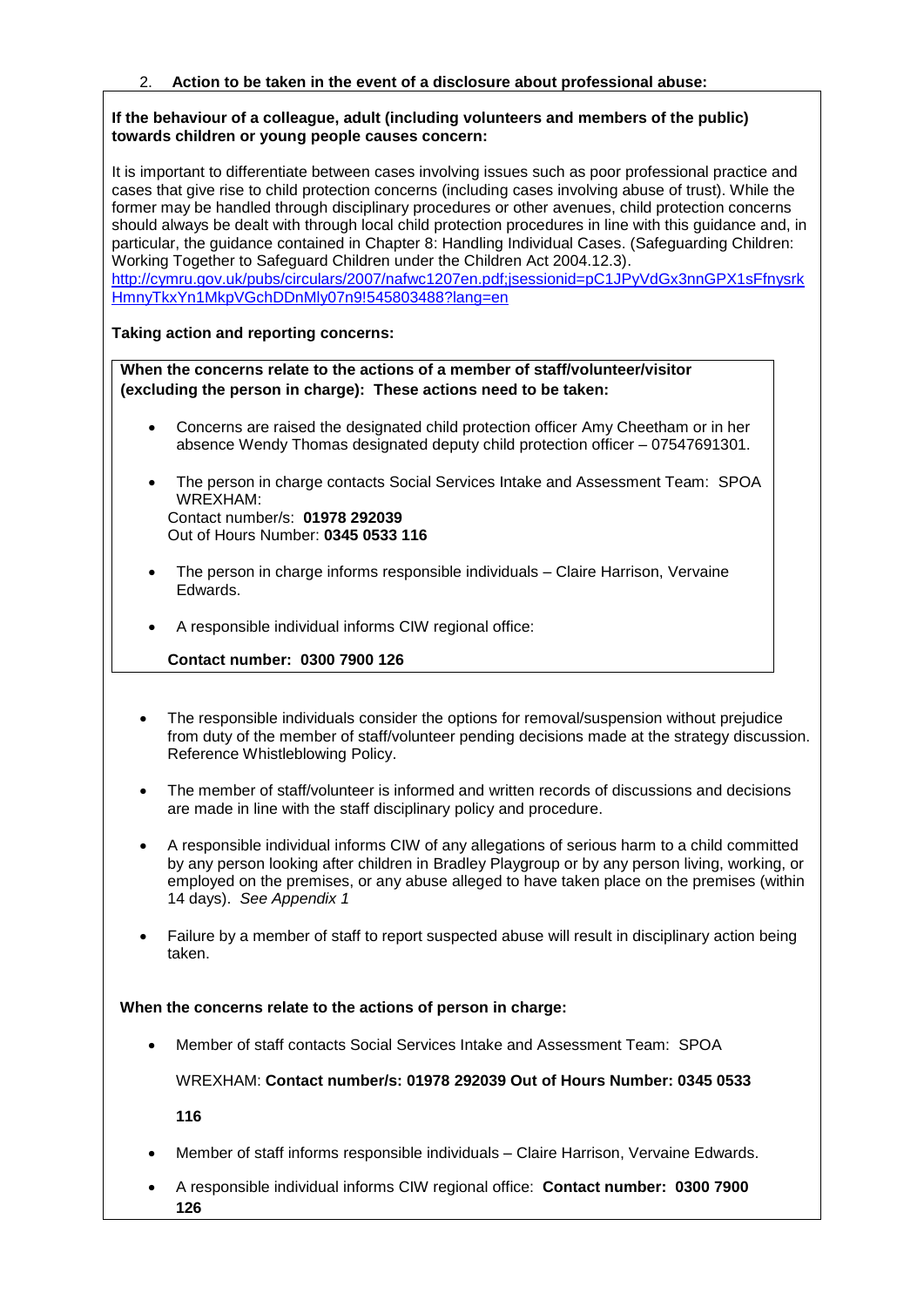2. **Action to be taken in the event of a disclosure about professional abuse:**

**If the behaviour of a colleague, adult (including volunteers and members of the public) towards children or young people causes concern:**

It is important to differentiate between cases involving issues such as poor professional practice and cases that give rise to child protection concerns (including cases involving abuse of trust). While the former may be handled through disciplinary procedures or other avenues, child protection concerns should always be dealt with through local child protection procedures in line with this guidance and, in particular, the guidance contained in Chapter 8: Handling Individual Cases. (Safeguarding Children: Working Together to Safeguard Children under the Children Act 2004.12.3).
http://cymru.gov.uk/pubs/circulars/2007/nafwc1207en.pdf;jsessionid=pC1JPyVdGx3nnGPX1sFfnysrkHmnyTkxYn1MkpVGchDDnMly07n9!545803488?lang=en

**Taking action and reporting concerns:**

**When the concerns relate to the actions of a member of staff/volunteer/visitor (excluding the person in charge): These actions need to be taken:**

- Concerns are raised the designated child protection officer Amy Cheetham or in her absence Wendy Thomas designated deputy child protection officer – 07547691301.
- The person in charge contacts Social Services Intake and Assessment Team: SPOA WREXHAM:
  Contact number/s: **01978 292039**
  Out of Hours Number: **0345 0533 116**
- The person in charge informs responsible individuals – Claire Harrison, Vervaine Edwards.
- A responsible individual informs CIW regional office:

  **Contact number: 0300 7900 126**

- The responsible individuals consider the options for removal/suspension without prejudice from duty of the member of staff/volunteer pending decisions made at the strategy discussion. Reference Whistleblowing Policy.
- The member of staff/volunteer is informed and written records of discussions and decisions are made in line with the staff disciplinary policy and procedure.
- A responsible individual informs CIW of any allegations of serious harm to a child committed by any person looking after children in Bradley Playgroup or by any person living, working, or employed on the premises, or any abuse alleged to have taken place on the premises (within 14 days). *See Appendix 1*
- Failure by a member of staff to report suspected abuse will result in disciplinary action being taken.

**When the concerns relate to the actions of person in charge:**

- Member of staff contacts Social Services Intake and Assessment Team: SPOA

  WREXHAM: **Contact number/s: 01978 292039 Out of Hours Number: 0345 0533 116**

- Member of staff informs responsible individuals – Claire Harrison, Vervaine Edwards.
- A responsible individual informs CIW regional office: **Contact number: 0300 7900 126**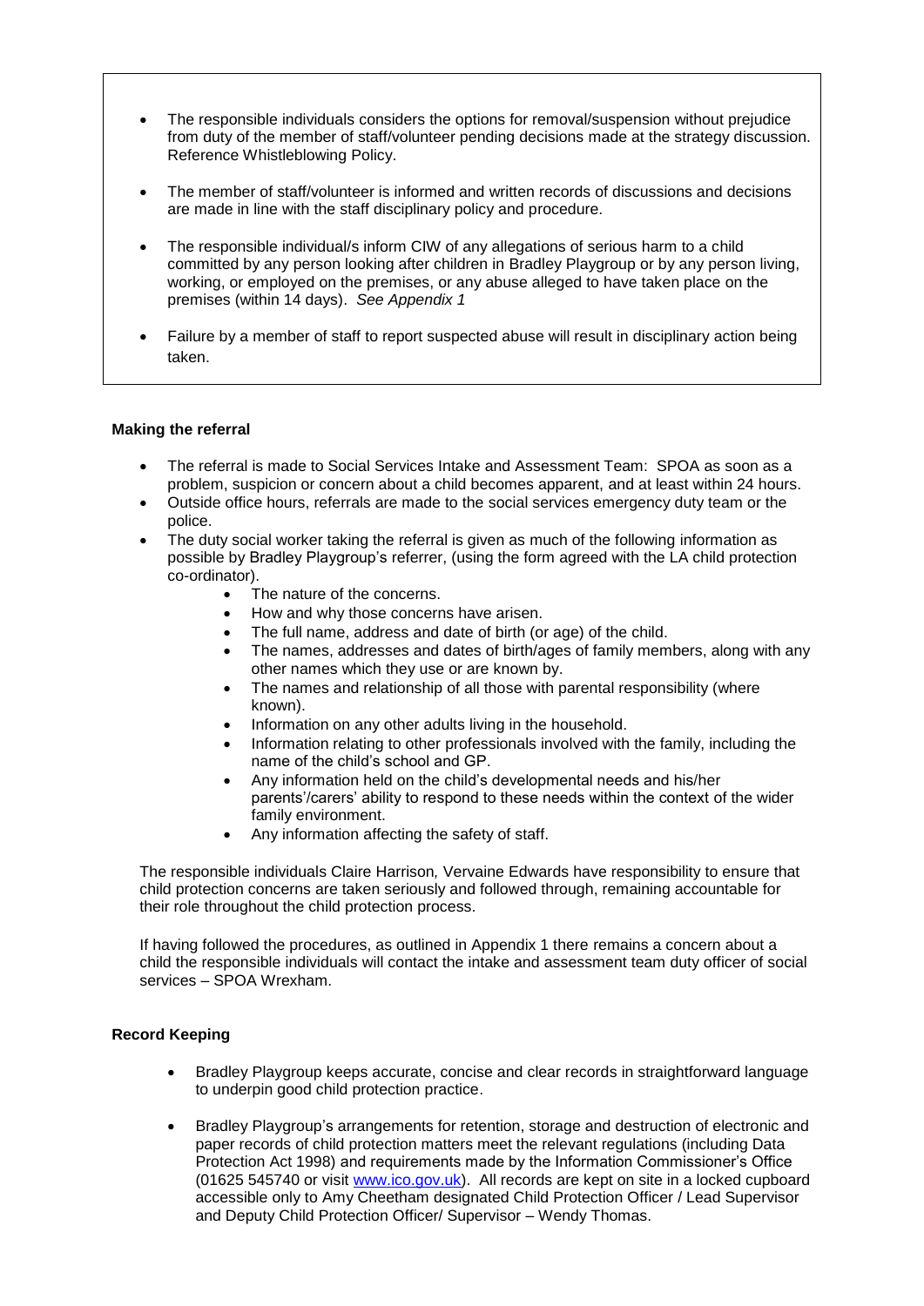- The responsible individuals considers the options for removal/suspension without prejudice from duty of the member of staff/volunteer pending decisions made at the strategy discussion. Reference Whistleblowing Policy.

- The member of staff/volunteer is informed and written records of discussions and decisions are made in line with the staff disciplinary policy and procedure.

- The responsible individual/s inform CIW of any allegations of serious harm to a child committed by any person looking after children in Bradley Playgroup or by any person living, working, or employed on the premises, or any abuse alleged to have taken place on the premises (within 14 days). *See Appendix 1*

- Failure by a member of staff to report suspected abuse will result in disciplinary action being taken.

**Making the referral**

- The referral is made to Social Services Intake and Assessment Team: SPOA as soon as a problem, suspicion or concern about a child becomes apparent, and at least within 24 hours.
- Outside office hours, referrals are made to the social services emergency duty team or the police.
- The duty social worker taking the referral is given as much of the following information as possible by Bradley Playgroup's referrer, (using the form agreed with the LA child protection co-ordinator).
    - The nature of the concerns.
    - How and why those concerns have arisen.
    - The full name, address and date of birth (or age) of the child.
    - The names, addresses and dates of birth/ages of family members, along with any other names which they use or are known by.
    - The names and relationship of all those with parental responsibility (where known).
    - Information on any other adults living in the household.
    - Information relating to other professionals involved with the family, including the name of the child's school and GP.
    - Any information held on the child's developmental needs and his/her parents'/carers' ability to respond to these needs within the context of the wider family environment.
    - Any information affecting the safety of staff.

The responsible individuals Claire Harrison*,* Vervaine Edwards have responsibility to ensure that child protection concerns are taken seriously and followed through, remaining accountable for their role throughout the child protection process.

If having followed the procedures, as outlined in Appendix 1 there remains a concern about a child the responsible individuals will contact the intake and assessment team duty officer of social services – SPOA Wrexham.

**Record Keeping**

- Bradley Playgroup keeps accurate, concise and clear records in straightforward language to underpin good child protection practice.

- Bradley Playgroup's arrangements for retention, storage and destruction of electronic and paper records of child protection matters meet the relevant regulations (including Data Protection Act 1998) and requirements made by the Information Commissioner's Office (01625 545740 or visit [www.ico.gov.uk](http://www.ico.gov.uk)). All records are kept on site in a locked cupboard accessible only to Amy Cheetham designated Child Protection Officer / Lead Supervisor and Deputy Child Protection Officer/ Supervisor – Wendy Thomas.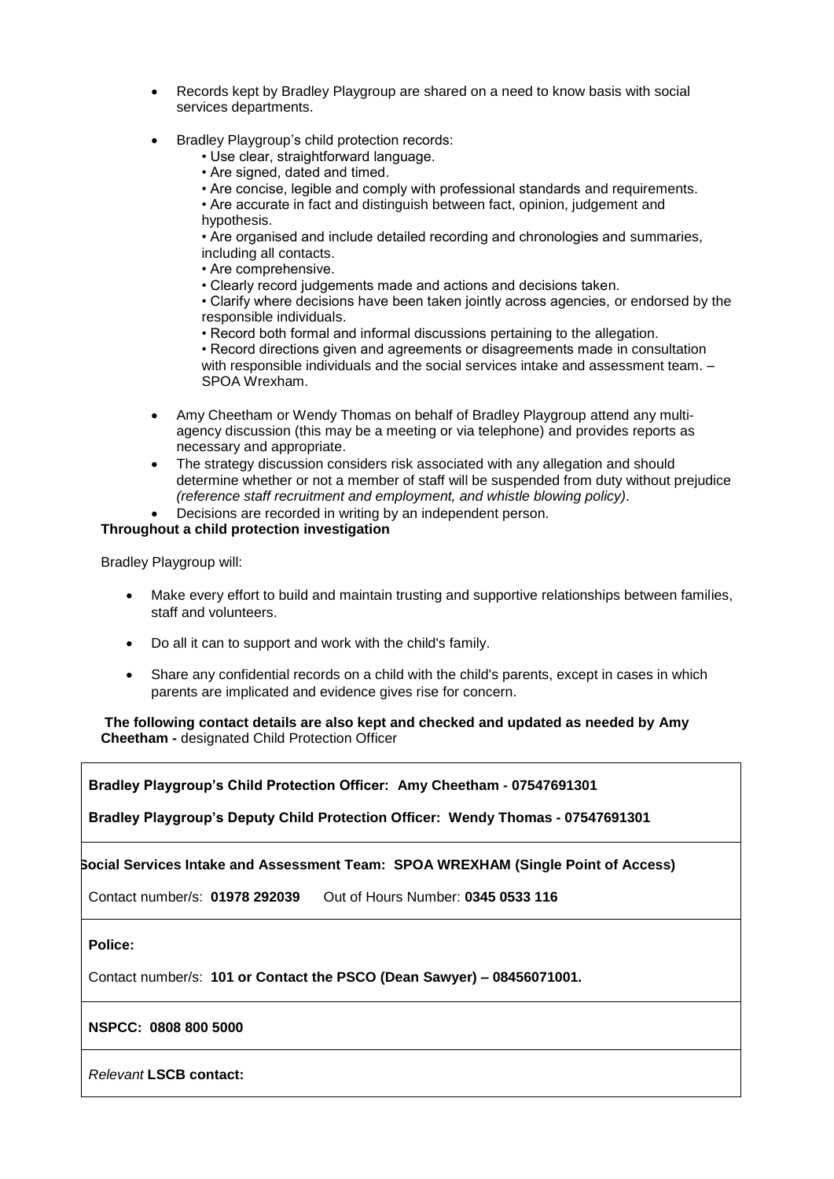- Records kept by Bradley Playgroup are shared on a need to know basis with social services departments.

- Bradley Playgroup's child protection records:
  - Use clear, straightforward language.
  - Are signed, dated and timed.
  - Are concise, legible and comply with professional standards and requirements.
  - Are accurate in fact and distinguish between fact, opinion, judgement and hypothesis.
  - Are organised and include detailed recording and chronologies and summaries, including all contacts.
  - Are comprehensive.
  - Clearly record judgements made and actions and decisions taken.
  - Clarify where decisions have been taken jointly across agencies, or endorsed by the responsible individuals.
  - Record both formal and informal discussions pertaining to the allegation.
  - Record directions given and agreements or disagreements made in consultation with responsible individuals and the social services intake and assessment team. – SPOA Wrexham.

- Amy Cheetham or Wendy Thomas on behalf of Bradley Playgroup attend any multi-agency discussion (this may be a meeting or via telephone) and provides reports as necessary and appropriate.
- The strategy discussion considers risk associated with any allegation and should determine whether or not a member of staff will be suspended from duty without prejudice *(reference staff recruitment and employment, and whistle blowing policy)*.
- Decisions are recorded in writing by an independent person.

**Throughout a child protection investigation**

Bradley Playgroup will:

- Make every effort to build and maintain trusting and supportive relationships between families, staff and volunteers.

- Do all it can to support and work with the child's family.

- Share any confidential records on a child with the child's parents, except in cases in which parents are implicated and evidence gives rise for concern.

**The following contact details are also kept and checked and updated as needed by Amy Cheetham -** designated Child Protection Officer

| |
|---|
| **Bradley Playgroup's Child Protection Officer: Amy Cheetham - 07547691301**<br><br>**Bradley Playgroup's Deputy Child Protection Officer: Wendy Thomas - 07547691301** |
| **Social Services Intake and Assessment Team: SPOA WREXHAM (Single Point of Access)**<br><br>Contact number/s: **01978 292039** Out of Hours Number: **0345 0533 116** |
| **Police:**<br><br>Contact number/s: **101 or Contact the PSCO (Dean Sawyer) – 08456071001.** |
| **NSPCC: 0808 800 5000** |
| *Relevant* **LSCB contact:** |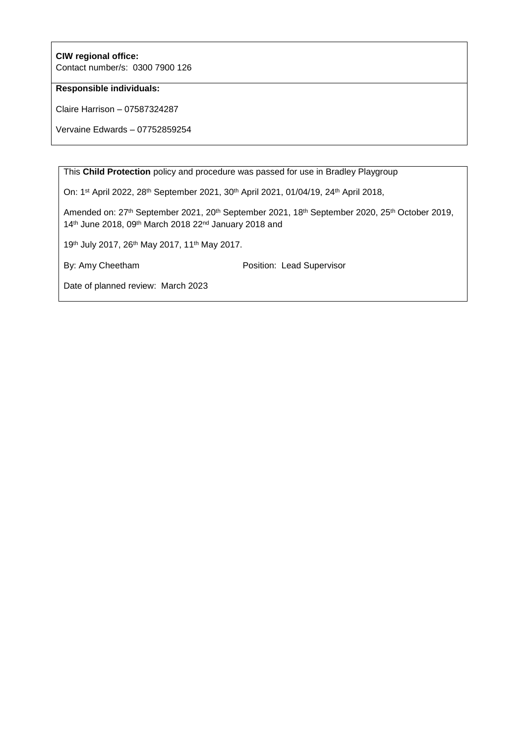**CIW regional office:**
Contact number/s: 0300 7900 126

**Responsible individuals:**

Claire Harrison – 07587324287

Vervaine Edwards – 07752859254

This **Child Protection** policy and procedure was passed for use in Bradley Playgroup

On: 1st April 2022, 28th September 2021, 30th April 2021, 01/04/19, 24th April 2018,

Amended on: 27th September 2021, 20th September 2021, 18th September 2020, 25th October 2019, 14th June 2018, 09th March 2018 22nd January 2018 and

19th July 2017, 26th May 2017, 11th May 2017.

By: Amy Cheetham Position: Lead Supervisor

Date of planned review: March 2023